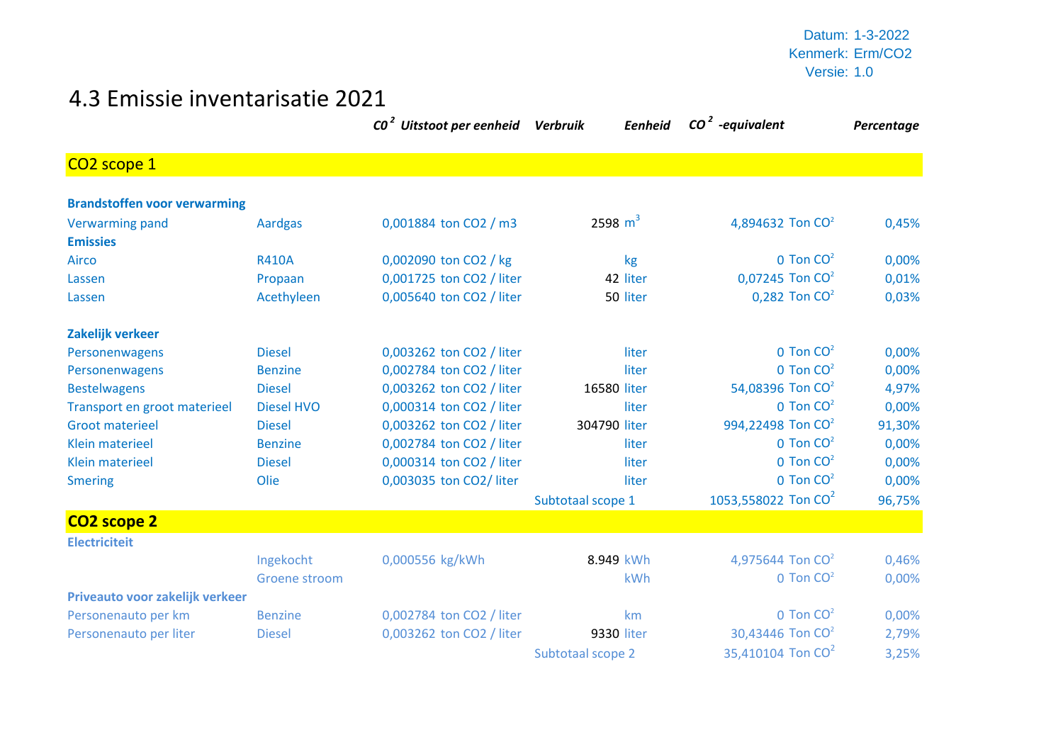Datum: 1-3-2022
Kenmerk: Erm/CO2
Versie: 1.0

# 4.3 Emissie inventarisatie 2021

| | | $CO^2$ Uitstoot per eenheid | | Verbruik | Eenheid | $CO^2$ -equivalent | | Percentage |
|---|---|---|---|---|---|---|---|---|
| **CO2 scope 1** | | | | | | | | |
| **Brandstoffen voor verwarming** | | | | | | | | |
| Verwarming pand | Aardgas | 0,001884 | ton CO2 / m3 | 2598 | $m^3$ | 4,894632 | Ton $CO^2$ | 0,45% |
| **Emissies** | | | | | | | | |
| Airco | R410A | 0,002090 | ton CO2 / kg | | kg | 0 | Ton $CO^2$ | 0,00% |
| Lassen | Propaan | 0,001725 | ton CO2 / liter | 42 | liter | 0,07245 | Ton $CO^2$ | 0,01% |
| Lassen | Acethyleen | 0,005640 | ton CO2 / liter | 50 | liter | 0,282 | Ton $CO^2$ | 0,03% |
| **Zakelijk verkeer** | | | | | | | | |
| Personenwagens | Diesel | 0,003262 | ton CO2 / liter | | liter | 0 | Ton $CO^2$ | 0,00% |
| Personenwagens | Benzine | 0,002784 | ton CO2 / liter | | liter | 0 | Ton $CO^2$ | 0,00% |
| Bestelwagens | Diesel | 0,003262 | ton CO2 / liter | 16580 | liter | 54,08396 | Ton $CO^2$ | 4,97% |
| Transport en groot materieel | Diesel HVO | 0,000314 | ton CO2 / liter | | liter | 0 | Ton $CO^2$ | 0,00% |
| Groot materieel | Diesel | 0,003262 | ton CO2 / liter | 304790 | liter | 994,22498 | Ton $CO^2$ | 91,30% |
| Klein materieel | Benzine | 0,002784 | ton CO2 / liter | | liter | 0 | Ton $CO^2$ | 0,00% |
| Klein materieel | Diesel | 0,000314 | ton CO2 / liter | | liter | 0 | Ton $CO^2$ | 0,00% |
| Smering | Olie | 0,003035 | ton CO2/ liter | | liter | 0 | Ton $CO^2$ | 0,00% |
| | | | | Subtotaal scope 1 | | 1053,558022 | Ton $CO^2$ | 96,75% |
| **CO2 scope 2** | | | | | | | | |
| **Electriciteit** | | | | | | | | |
| | Ingekocht | 0,000556 | kg/kWh | 8.949 | kWh | 4,975644 | Ton $CO^2$ | 0,46% |
| | Groene stroom | | | | kWh | 0 | Ton $CO^2$ | 0,00% |
| **Priveauto voor zakelijk verkeer** | | | | | | | | |
| Personenauto per km | Benzine | 0,002784 | ton CO2 / liter | | km | 0 | Ton $CO^2$ | 0,00% |
| Personenauto per liter | Diesel | 0,003262 | ton CO2 / liter | 9330 | liter | 30,43446 | Ton $CO^2$ | 2,79% |
| | | | | Subtotaal scope 2 | | 35,410104 | Ton $CO^2$ | 3,25% |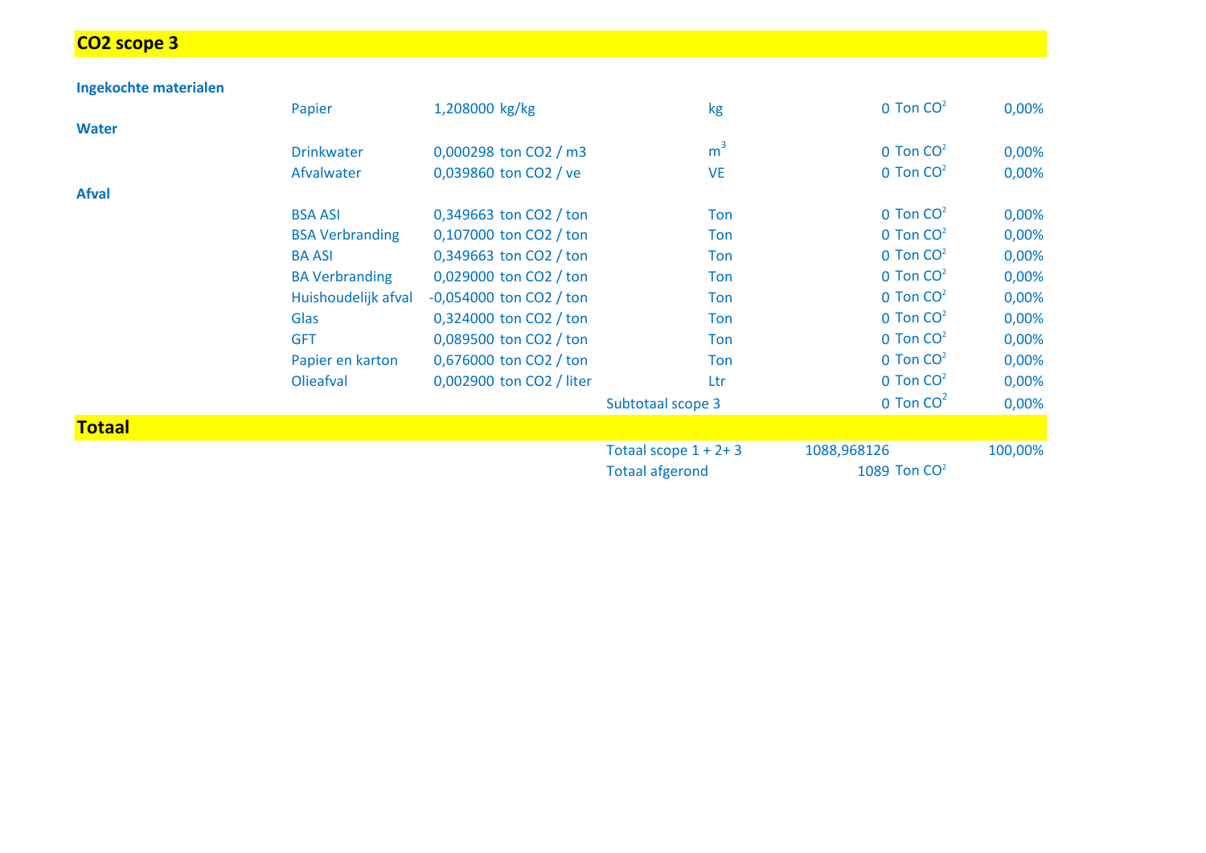## CO2 scope 3

| | | | | | | | |
|---|---|---|---|---|---|---|---|
| **Ingekochte materialen** | | | | | | | |
| | Papier | 1,208000 | kg/kg | kg | 0 | Ton $CO^2$ | 0,00% |
| **Water** | | | | | | | |
| | Drinkwater | 0,000298 | ton CO2 / m3 | $m^3$ | 0 | Ton $CO^2$ | 0,00% |
| | Afvalwater | 0,039860 | ton CO2 / ve | VE | 0 | Ton $CO^2$ | 0,00% |
| **Afval** | | | | | | | |
| | BSA ASI | 0,349663 | ton CO2 / ton | Ton | 0 | Ton $CO^2$ | 0,00% |
| | BSA Verbranding | 0,107000 | ton CO2 / ton | Ton | 0 | Ton $CO^2$ | 0,00% |
| | BA ASI | 0,349663 | ton CO2 / ton | Ton | 0 | Ton $CO^2$ | 0,00% |
| | BA Verbranding | 0,029000 | ton CO2 / ton | Ton | 0 | Ton $CO^2$ | 0,00% |
| | Huishoudelijk afval | -0,054000 | ton CO2 / ton | Ton | 0 | Ton $CO^2$ | 0,00% |
| | Glas | 0,324000 | ton CO2 / ton | Ton | 0 | Ton $CO^2$ | 0,00% |
| | GFT | 0,089500 | ton CO2 / ton | Ton | 0 | Ton $CO^2$ | 0,00% |
| | Papier en karton | 0,676000 | ton CO2 / ton | Ton | 0 | Ton $CO^2$ | 0,00% |
| | Olieafval | 0,002900 | ton CO2 / liter | Ltr | 0 | Ton $CO^2$ | 0,00% |
| | | | Subtotaal scope 3 | | 0 | Ton $CO^2$ | 0,00% |

## Totaal

| | | | |
|---|---|---|---|
| Totaal scope 1 + 2+ 3 | 1088,968126 | | 100,00% |
| Totaal afgerond | 1089 | Ton $CO^2$ | |